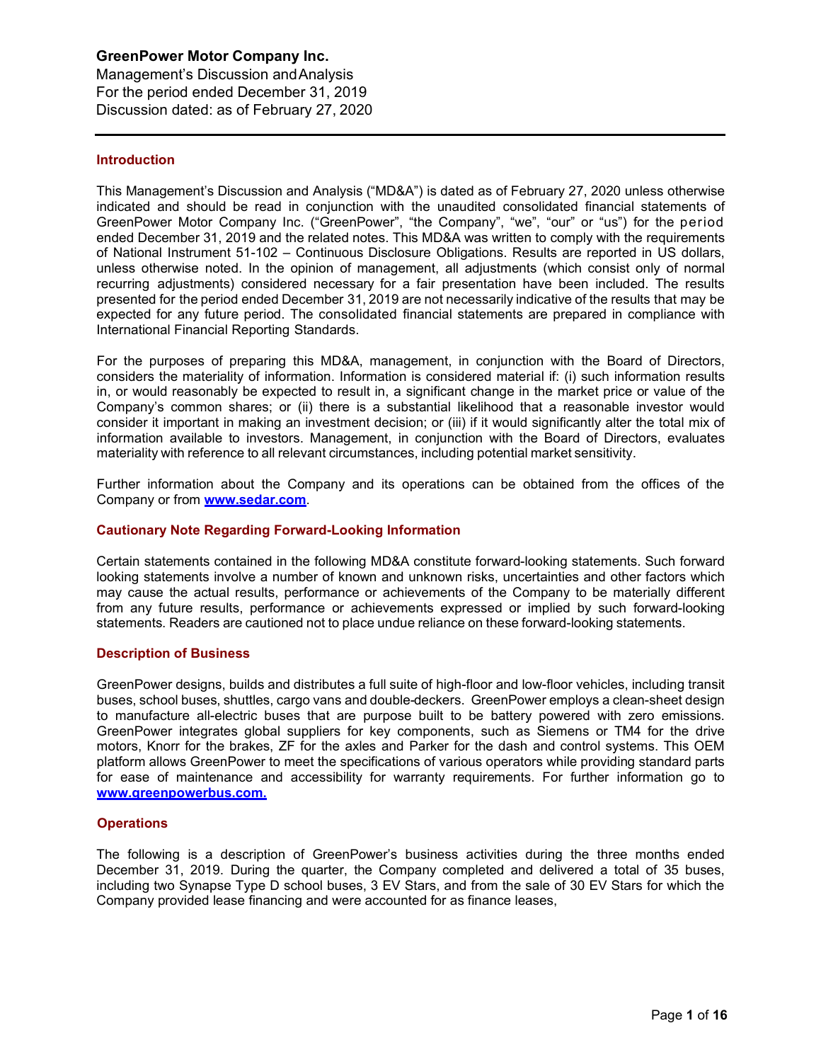**GreenPower Motor Company Inc.**
Management's Discussion and Analysis
For the period ended December 31, 2019
Discussion dated: as of February 27, 2020

## Introduction

This Management's Discussion and Analysis ("MD&A") is dated as of February 27, 2020 unless otherwise indicated and should be read in conjunction with the unaudited consolidated financial statements of GreenPower Motor Company Inc. ("GreenPower", "the Company", "we", "our" or "us") for the period ended December 31, 2019 and the related notes. This MD&A was written to comply with the requirements of National Instrument 51-102 – Continuous Disclosure Obligations. Results are reported in US dollars, unless otherwise noted. In the opinion of management, all adjustments (which consist only of normal recurring adjustments) considered necessary for a fair presentation have been included. The results presented for the period ended December 31, 2019 are not necessarily indicative of the results that may be expected for any future period. The consolidated financial statements are prepared in compliance with International Financial Reporting Standards.

For the purposes of preparing this MD&A, management, in conjunction with the Board of Directors, considers the materiality of information. Information is considered material if: (i) such information results in, or would reasonably be expected to result in, a significant change in the market price or value of the Company's common shares; or (ii) there is a substantial likelihood that a reasonable investor would consider it important in making an investment decision; or (iii) if it would significantly alter the total mix of information available to investors. Management, in conjunction with the Board of Directors, evaluates materiality with reference to all relevant circumstances, including potential market sensitivity.

Further information about the Company and its operations can be obtained from the offices of the Company or from **www.sedar.com**.

## Cautionary Note Regarding Forward-Looking Information

Certain statements contained in the following MD&A constitute forward-looking statements. Such forward looking statements involve a number of known and unknown risks, uncertainties and other factors which may cause the actual results, performance or achievements of the Company to be materially different from any future results, performance or achievements expressed or implied by such forward-looking statements. Readers are cautioned not to place undue reliance on these forward-looking statements.

## Description of Business

GreenPower designs, builds and distributes a full suite of high-floor and low-floor vehicles, including transit buses, school buses, shuttles, cargo vans and double-deckers. GreenPower employs a clean-sheet design to manufacture all-electric buses that are purpose built to be battery powered with zero emissions. GreenPower integrates global suppliers for key components, such as Siemens or TM4 for the drive motors, Knorr for the brakes, ZF for the axles and Parker for the dash and control systems. This OEM platform allows GreenPower to meet the specifications of various operators while providing standard parts for ease of maintenance and accessibility for warranty requirements. For further information go to **www.greenpowerbus.com.**

## Operations

The following is a description of GreenPower's business activities during the three months ended December 31, 2019. During the quarter, the Company completed and delivered a total of 35 buses, including two Synapse Type D school buses, 3 EV Stars, and from the sale of 30 EV Stars for which the Company provided lease financing and were accounted for as finance leases,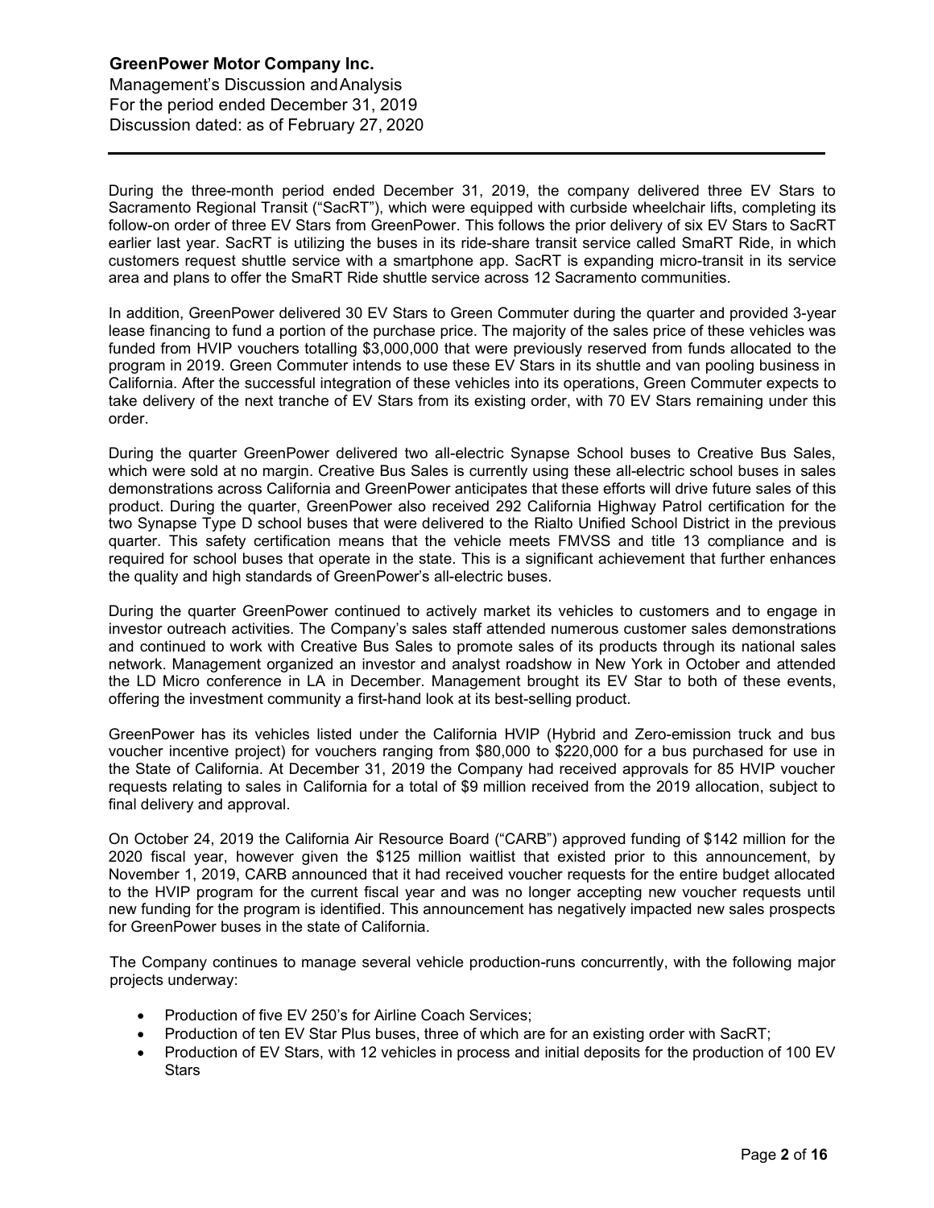During the three-month period ended December 31, 2019, the company delivered three EV Stars to Sacramento Regional Transit ("SacRT"), which were equipped with curbside wheelchair lifts, completing its follow-on order of three EV Stars from GreenPower. This follows the prior delivery of six EV Stars to SacRT earlier last year. SacRT is utilizing the buses in its ride-share transit service called SmaRT Ride, in which customers request shuttle service with a smartphone app. SacRT is expanding micro-transit in its service area and plans to offer the SmaRT Ride shuttle service across 12 Sacramento communities.

In addition, GreenPower delivered 30 EV Stars to Green Commuter during the quarter and provided 3-year lease financing to fund a portion of the purchase price. The majority of the sales price of these vehicles was funded from HVIP vouchers totalling $3,000,000 that were previously reserved from funds allocated to the program in 2019. Green Commuter intends to use these EV Stars in its shuttle and van pooling business in California. After the successful integration of these vehicles into its operations, Green Commuter expects to take delivery of the next tranche of EV Stars from its existing order, with 70 EV Stars remaining under this order.

During the quarter GreenPower delivered two all-electric Synapse School buses to Creative Bus Sales, which were sold at no margin. Creative Bus Sales is currently using these all-electric school buses in sales demonstrations across California and GreenPower anticipates that these efforts will drive future sales of this product. During the quarter, GreenPower also received 292 California Highway Patrol certification for the two Synapse Type D school buses that were delivered to the Rialto Unified School District in the previous quarter. This safety certification means that the vehicle meets FMVSS and title 13 compliance and is required for school buses that operate in the state. This is a significant achievement that further enhances the quality and high standards of GreenPower's all-electric buses.

During the quarter GreenPower continued to actively market its vehicles to customers and to engage in investor outreach activities. The Company's sales staff attended numerous customer sales demonstrations and continued to work with Creative Bus Sales to promote sales of its products through its national sales network. Management organized an investor and analyst roadshow in New York in October and attended the LD Micro conference in LA in December. Management brought its EV Star to both of these events, offering the investment community a first-hand look at its best-selling product.

GreenPower has its vehicles listed under the California HVIP (Hybrid and Zero-emission truck and bus voucher incentive project) for vouchers ranging from $80,000 to $220,000 for a bus purchased for use in the State of California. At December 31, 2019 the Company had received approvals for 85 HVIP voucher requests relating to sales in California for a total of $9 million received from the 2019 allocation, subject to final delivery and approval.

On October 24, 2019 the California Air Resource Board ("CARB") approved funding of $142 million for the 2020 fiscal year, however given the $125 million waitlist that existed prior to this announcement, by November 1, 2019, CARB announced that it had received voucher requests for the entire budget allocated to the HVIP program for the current fiscal year and was no longer accepting new voucher requests until new funding for the program is identified. This announcement has negatively impacted new sales prospects for GreenPower buses in the state of California.

The Company continues to manage several vehicle production-runs concurrently, with the following major projects underway:

- Production of five EV 250's for Airline Coach Services;
- Production of ten EV Star Plus buses, three of which are for an existing order with SacRT;
- Production of EV Stars, with 12 vehicles in process and initial deposits for the production of 100 EV Stars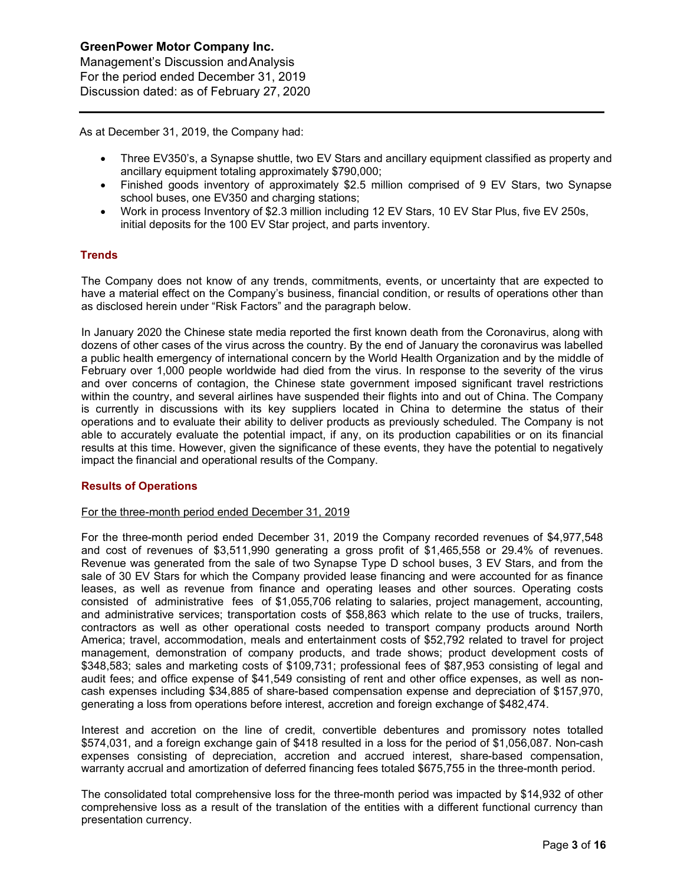As at December 31, 2019, the Company had:

- Three EV350's, a Synapse shuttle, two EV Stars and ancillary equipment classified as property and ancillary equipment totaling approximately $790,000;
- Finished goods inventory of approximately $2.5 million comprised of 9 EV Stars, two Synapse school buses, one EV350 and charging stations;
- Work in process Inventory of $2.3 million including 12 EV Stars, 10 EV Star Plus, five EV 250s, initial deposits for the 100 EV Star project, and parts inventory.

## Trends

The Company does not know of any trends, commitments, events, or uncertainty that are expected to have a material effect on the Company's business, financial condition, or results of operations other than as disclosed herein under "Risk Factors" and the paragraph below.

In January 2020 the Chinese state media reported the first known death from the Coronavirus, along with dozens of other cases of the virus across the country. By the end of January the coronavirus was labelled a public health emergency of international concern by the World Health Organization and by the middle of February over 1,000 people worldwide had died from the virus. In response to the severity of the virus and over concerns of contagion, the Chinese state government imposed significant travel restrictions within the country, and several airlines have suspended their flights into and out of China. The Company is currently in discussions with its key suppliers located in China to determine the status of their operations and to evaluate their ability to deliver products as previously scheduled. The Company is not able to accurately evaluate the potential impact, if any, on its production capabilities or on its financial results at this time. However, given the significance of these events, they have the potential to negatively impact the financial and operational results of the Company.

## Results of Operations

For the three-month period ended December 31, 2019

For the three-month period ended December 31, 2019 the Company recorded revenues of $4,977,548 and cost of revenues of $3,511,990 generating a gross profit of $1,465,558 or 29.4% of revenues. Revenue was generated from the sale of two Synapse Type D school buses, 3 EV Stars, and from the sale of 30 EV Stars for which the Company provided lease financing and were accounted for as finance leases, as well as revenue from finance and operating leases and other sources. Operating costs consisted of administrative fees of $1,055,706 relating to salaries, project management, accounting, and administrative services; transportation costs of $58,863 which relate to the use of trucks, trailers, contractors as well as other operational costs needed to transport company products around North America; travel, accommodation, meals and entertainment costs of $52,792 related to travel for project management, demonstration of company products, and trade shows; product development costs of $348,583; sales and marketing costs of $109,731; professional fees of $87,953 consisting of legal and audit fees; and office expense of $41,549 consisting of rent and other office expenses, as well as non-cash expenses including $34,885 of share-based compensation expense and depreciation of $157,970, generating a loss from operations before interest, accretion and foreign exchange of $482,474.

Interest and accretion on the line of credit, convertible debentures and promissory notes totalled $574,031, and a foreign exchange gain of $418 resulted in a loss for the period of $1,056,087. Non-cash expenses consisting of depreciation, accretion and accrued interest, share-based compensation, warranty accrual and amortization of deferred financing fees totaled $675,755 in the three-month period.

The consolidated total comprehensive loss for the three-month period was impacted by $14,932 of other comprehensive loss as a result of the translation of the entities with a different functional currency than presentation currency.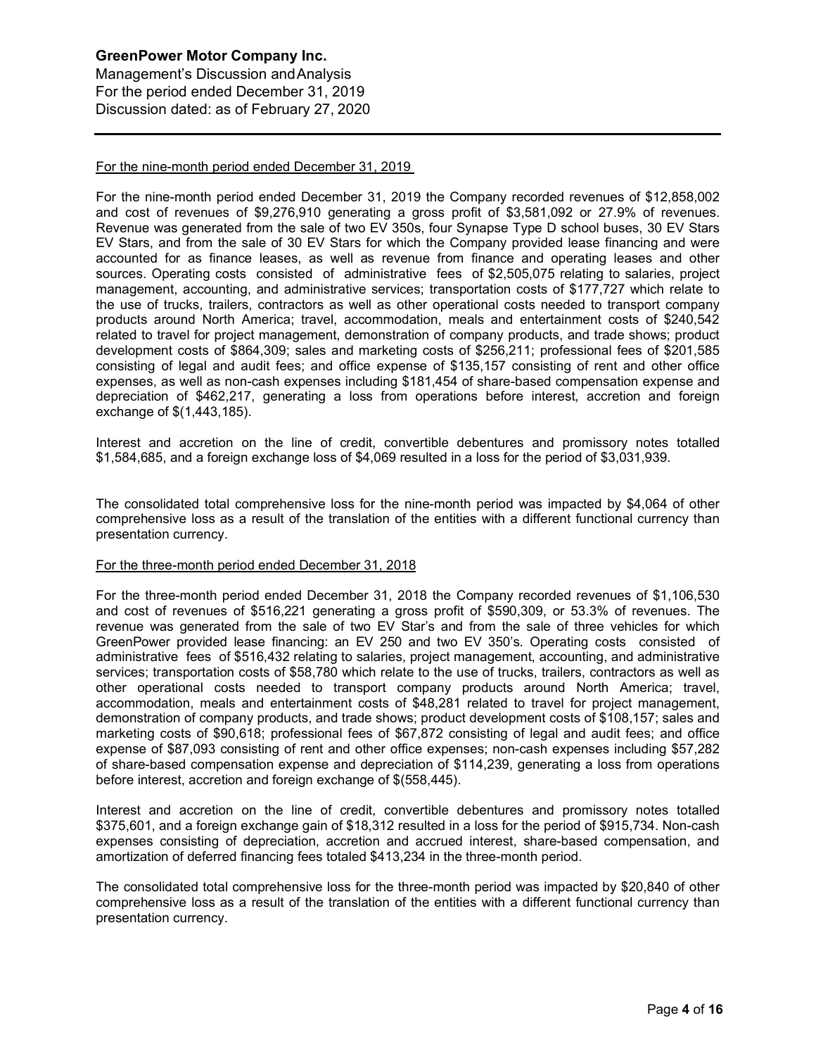For the nine-month period ended December 31, 2019

For the nine-month period ended December 31, 2019 the Company recorded revenues of $12,858,002 and cost of revenues of $9,276,910 generating a gross profit of $3,581,092 or 27.9% of revenues. Revenue was generated from the sale of two EV 350s, four Synapse Type D school buses, 30 EV Stars EV Stars, and from the sale of 30 EV Stars for which the Company provided lease financing and were accounted for as finance leases, as well as revenue from finance and operating leases and other sources. Operating costs consisted of administrative fees of $2,505,075 relating to salaries, project management, accounting, and administrative services; transportation costs of $177,727 which relate to the use of trucks, trailers, contractors as well as other operational costs needed to transport company products around North America; travel, accommodation, meals and entertainment costs of $240,542 related to travel for project management, demonstration of company products, and trade shows; product development costs of $864,309; sales and marketing costs of $256,211; professional fees of $201,585 consisting of legal and audit fees; and office expense of $135,157 consisting of rent and other office expenses, as well as non-cash expenses including $181,454 of share-based compensation expense and depreciation of $462,217, generating a loss from operations before interest, accretion and foreign exchange of $(1,443,185).

Interest and accretion on the line of credit, convertible debentures and promissory notes totalled $1,584,685, and a foreign exchange loss of $4,069 resulted in a loss for the period of $3,031,939.

The consolidated total comprehensive loss for the nine-month period was impacted by $4,064 of other comprehensive loss as a result of the translation of the entities with a different functional currency than presentation currency.

For the three-month period ended December 31, 2018

For the three-month period ended December 31, 2018 the Company recorded revenues of $1,106,530 and cost of revenues of $516,221 generating a gross profit of $590,309, or 53.3% of revenues. The revenue was generated from the sale of two EV Star's and from the sale of three vehicles for which GreenPower provided lease financing: an EV 250 and two EV 350's. Operating costs consisted of administrative fees of $516,432 relating to salaries, project management, accounting, and administrative services; transportation costs of $58,780 which relate to the use of trucks, trailers, contractors as well as other operational costs needed to transport company products around North America; travel, accommodation, meals and entertainment costs of $48,281 related to travel for project management, demonstration of company products, and trade shows; product development costs of $108,157; sales and marketing costs of $90,618; professional fees of $67,872 consisting of legal and audit fees; and office expense of $87,093 consisting of rent and other office expenses; non-cash expenses including $57,282 of share-based compensation expense and depreciation of $114,239, generating a loss from operations before interest, accretion and foreign exchange of $(558,445).

Interest and accretion on the line of credit, convertible debentures and promissory notes totalled $375,601, and a foreign exchange gain of $18,312 resulted in a loss for the period of $915,734. Non-cash expenses consisting of depreciation, accretion and accrued interest, share-based compensation, and amortization of deferred financing fees totaled $413,234 in the three-month period.

The consolidated total comprehensive loss for the three-month period was impacted by $20,840 of other comprehensive loss as a result of the translation of the entities with a different functional currency than presentation currency.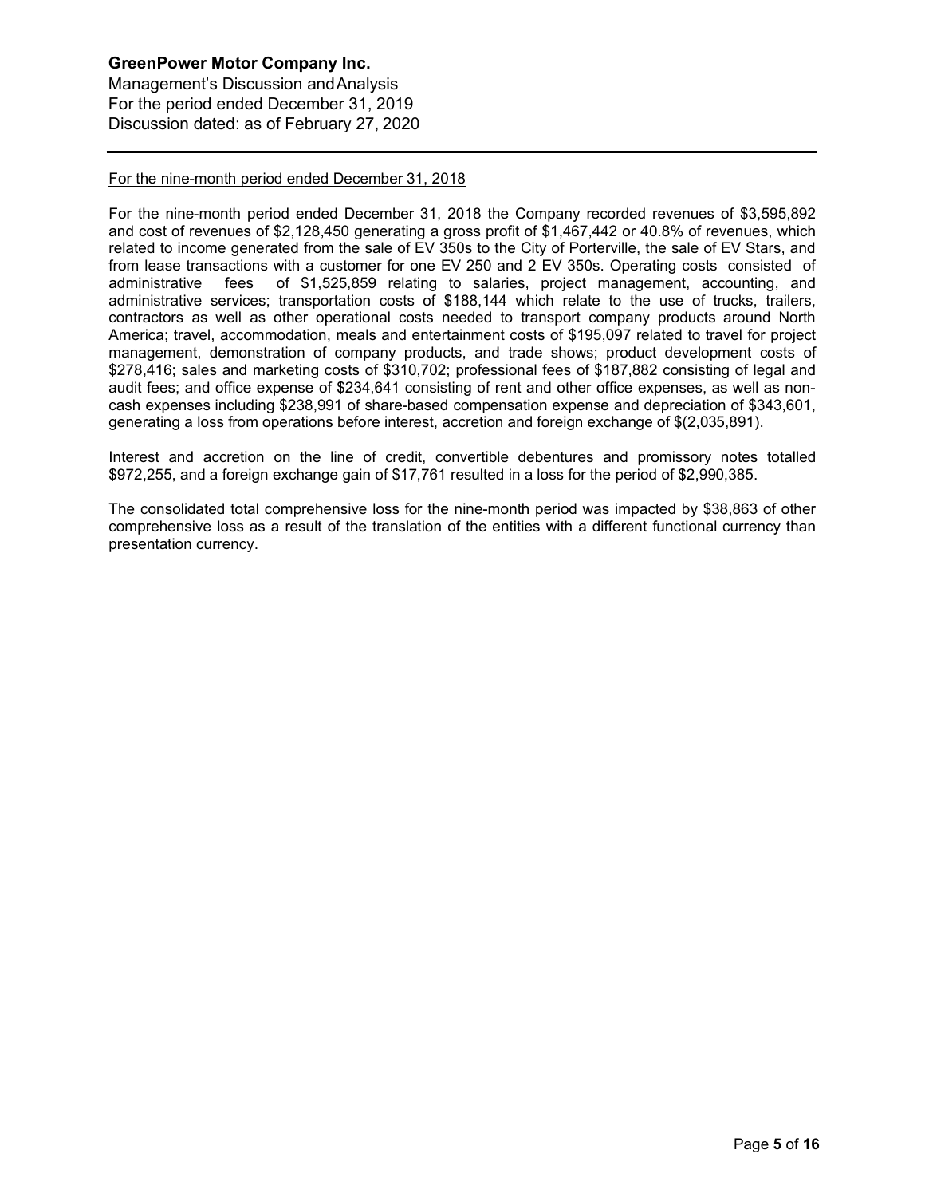For the nine-month period ended December 31, 2018

For the nine-month period ended December 31, 2018 the Company recorded revenues of $3,595,892 and cost of revenues of $2,128,450 generating a gross profit of $1,467,442 or 40.8% of revenues, which related to income generated from the sale of EV 350s to the City of Porterville, the sale of EV Stars, and from lease transactions with a customer for one EV 250 and 2 EV 350s. Operating costs consisted of administrative fees of $1,525,859 relating to salaries, project management, accounting, and administrative services; transportation costs of $188,144 which relate to the use of trucks, trailers, contractors as well as other operational costs needed to transport company products around North America; travel, accommodation, meals and entertainment costs of $195,097 related to travel for project management, demonstration of company products, and trade shows; product development costs of $278,416; sales and marketing costs of $310,702; professional fees of $187,882 consisting of legal and audit fees; and office expense of $234,641 consisting of rent and other office expenses, as well as non-cash expenses including $238,991 of share-based compensation expense and depreciation of $343,601, generating a loss from operations before interest, accretion and foreign exchange of $(2,035,891).

Interest and accretion on the line of credit, convertible debentures and promissory notes totalled $972,255, and a foreign exchange gain of $17,761 resulted in a loss for the period of $2,990,385.

The consolidated total comprehensive loss for the nine-month period was impacted by $38,863 of other comprehensive loss as a result of the translation of the entities with a different functional currency than presentation currency.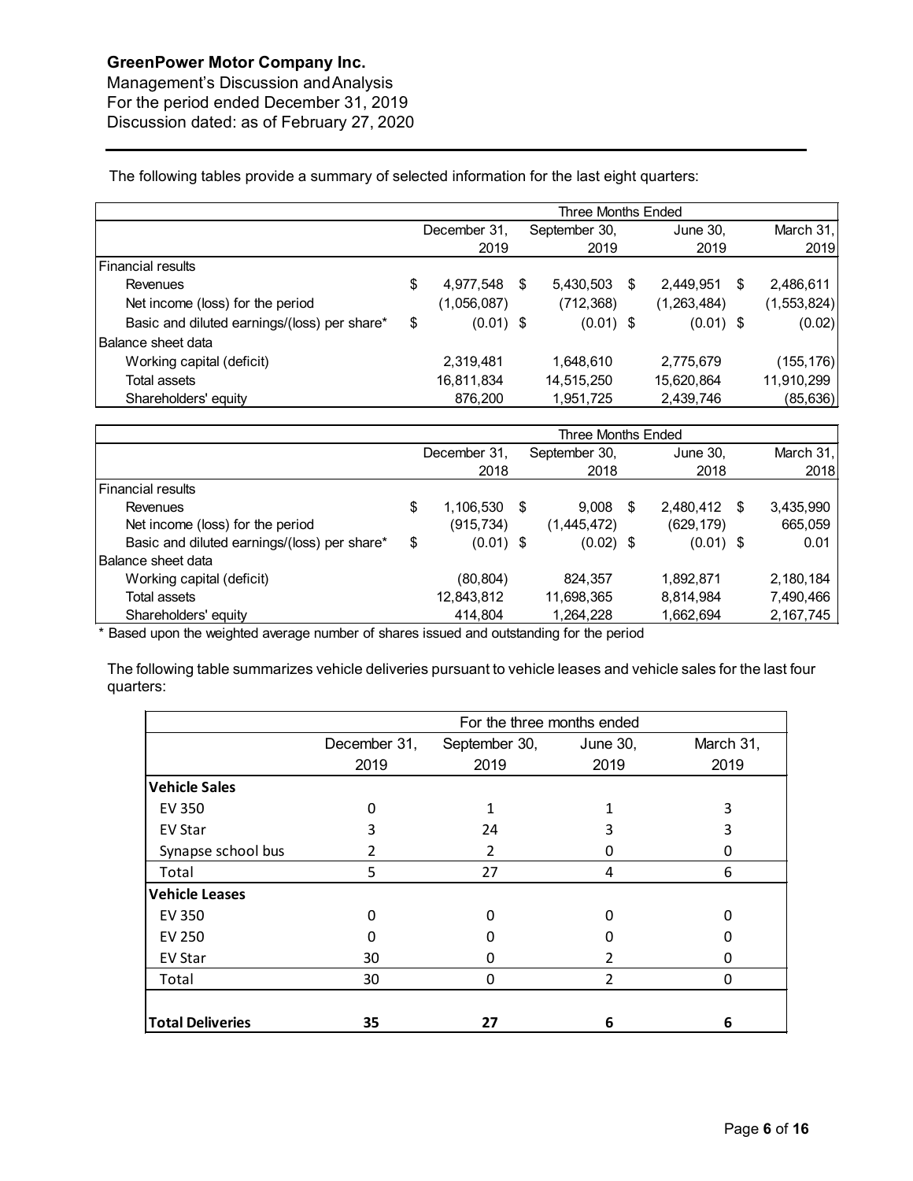**GreenPower Motor Company Inc.**
Management's Discussion and Analysis
For the period ended December 31, 2019
Discussion dated: as of February 27, 2020

The following tables provide a summary of selected information for the last eight quarters:

| | Three Months Ended | | | |
|---|---|---|---|---|
| | December 31, 2019 | September 30, 2019 | June 30, 2019 | March 31, 2019 |
| Financial results | | | | |
| Revenues | $ 4,977,548 | $ 5,430,503 | $ 2,449,951 | $ 2,486,611 |
| Net income (loss) for the period | (1,056,087) | (712,368) | (1,263,484) | (1,553,824) |
| Basic and diluted earnings/(loss) per share* | $ (0.01) | $ (0.01) | $ (0.01) | $ (0.02) |
| Balance sheet data | | | | |
| Working capital (deficit) | 2,319,481 | 1,648,610 | 2,775,679 | (155,176) |
| Total assets | 16,811,834 | 14,515,250 | 15,620,864 | 11,910,299 |
| Shareholders' equity | 876,200 | 1,951,725 | 2,439,746 | (85,636) |

| | Three Months Ended | | | |
|---|---|---|---|---|
| | December 31, 2018 | September 30, 2018 | June 30, 2018 | March 31, 2018 |
| Financial results | | | | |
| Revenues | $ 1,106,530 | $ 9,008 | $ 2,480,412 | $ 3,435,990 |
| Net income (loss) for the period | (915,734) | (1,445,472) | (629,179) | 665,059 |
| Basic and diluted earnings/(loss) per share* | $ (0.01) | $ (0.02) | $ (0.01) | $ 0.01 |
| Balance sheet data | | | | |
| Working capital (deficit) | (80,804) | 824,357 | 1,892,871 | 2,180,184 |
| Total assets | 12,843,812 | 11,698,365 | 8,814,984 | 7,490,466 |
| Shareholders' equity | 414,804 | 1,264,228 | 1,662,694 | 2,167,745 |

\* Based upon the weighted average number of shares issued and outstanding for the period

The following table summarizes vehicle deliveries pursuant to vehicle leases and vehicle sales for the last four quarters:

| | For the three months ended | | | |
|---|---|---|---|---|
| | December 31, 2019 | September 30, 2019 | June 30, 2019 | March 31, 2019 |
| **Vehicle Sales** | | | | |
| EV 350 | 0 | 1 | 1 | 3 |
| EV Star | 3 | 24 | 3 | 3 |
| Synapse school bus | 2 | 2 | 0 | 0 |
| Total | 5 | 27 | 4 | 6 |
| **Vehicle Leases** | | | | |
| EV 350 | 0 | 0 | 0 | 0 |
| EV 250 | 0 | 0 | 0 | 0 |
| EV Star | 30 | 0 | 2 | 0 |
| Total | 30 | 0 | 2 | 0 |
| **Total Deliveries** | **35** | **27** | **6** | **6** |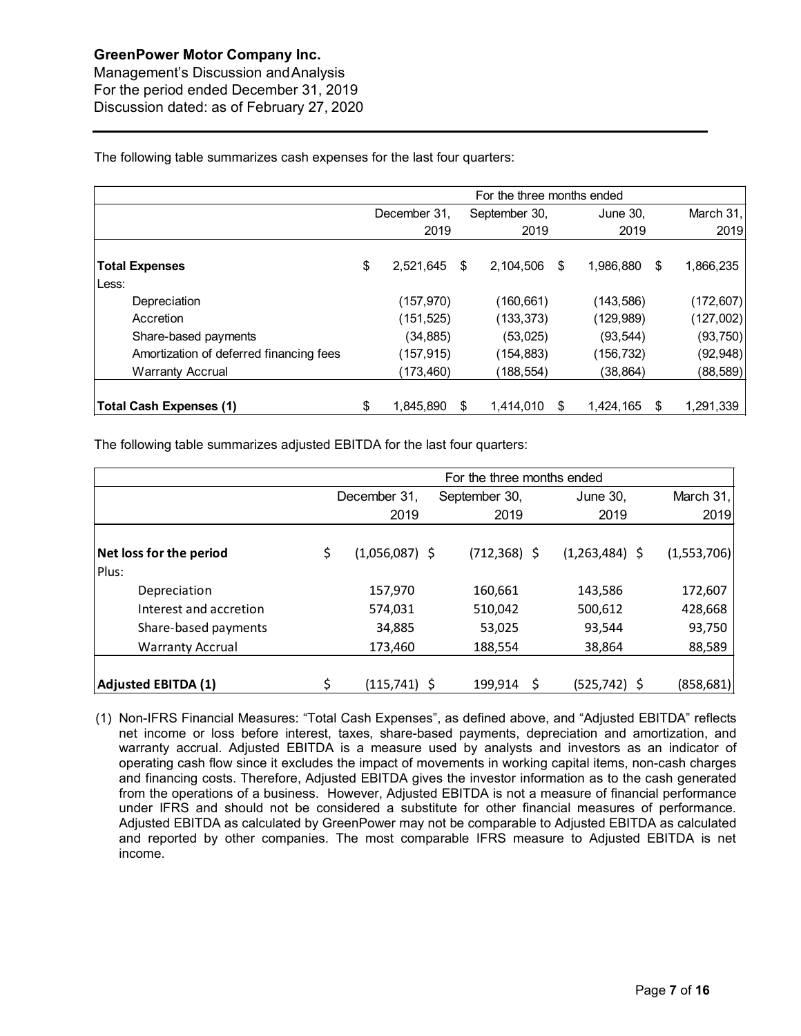The following table summarizes cash expenses for the last four quarters:

| | For the three months ended | | | |
|---|---|---|---|---|
| | December 31, 2019 | September 30, 2019 | June 30, 2019 | March 31, 2019 |
| **Total Expenses** | $ 2,521,645 | $ 2,104,506 | $ 1,986,880 | $ 1,866,235 |
| Less: | | | | |
| Depreciation | (157,970) | (160,661) | (143,586) | (172,607) |
| Accretion | (151,525) | (133,373) | (129,989) | (127,002) |
| Share-based payments | (34,885) | (53,025) | (93,544) | (93,750) |
| Amortization of deferred financing fees | (157,915) | (154,883) | (156,732) | (92,948) |
| Warranty Accrual | (173,460) | (188,554) | (38,864) | (88,589) |
| **Total Cash Expenses (1)** | $ 1,845,890 | $ 1,414,010 | $ 1,424,165 | $ 1,291,339 |

The following table summarizes adjusted EBITDA for the last four quarters:

| | For the three months ended | | | |
|---|---|---|---|---|
| | December 31, 2019 | September 30, 2019 | June 30, 2019 | March 31, 2019 |
| **Net loss for the period** | $ (1,056,087) | $ (712,368) | $ (1,263,484) | $ (1,553,706) |
| Plus: | | | | |
| Depreciation | 157,970 | 160,661 | 143,586 | 172,607 |
| Interest and accretion | 574,031 | 510,042 | 500,612 | 428,668 |
| Share-based payments | 34,885 | 53,025 | 93,544 | 93,750 |
| Warranty Accrual | 173,460 | 188,554 | 38,864 | 88,589 |
| **Adjusted EBITDA (1)** | $ (115,741) | $ 199,914 | $ (525,742) | $ (858,681) |

(1) Non-IFRS Financial Measures: "Total Cash Expenses", as defined above, and "Adjusted EBITDA" reflects net income or loss before interest, taxes, share-based payments, depreciation and amortization, and warranty accrual. Adjusted EBITDA is a measure used by analysts and investors as an indicator of operating cash flow since it excludes the impact of movements in working capital items, non-cash charges and financing costs. Therefore, Adjusted EBITDA gives the investor information as to the cash generated from the operations of a business. However, Adjusted EBITDA is not a measure of financial performance under IFRS and should not be considered a substitute for other financial measures of performance. Adjusted EBITDA as calculated by GreenPower may not be comparable to Adjusted EBITDA as calculated and reported by other companies. The most comparable IFRS measure to Adjusted EBITDA is net income.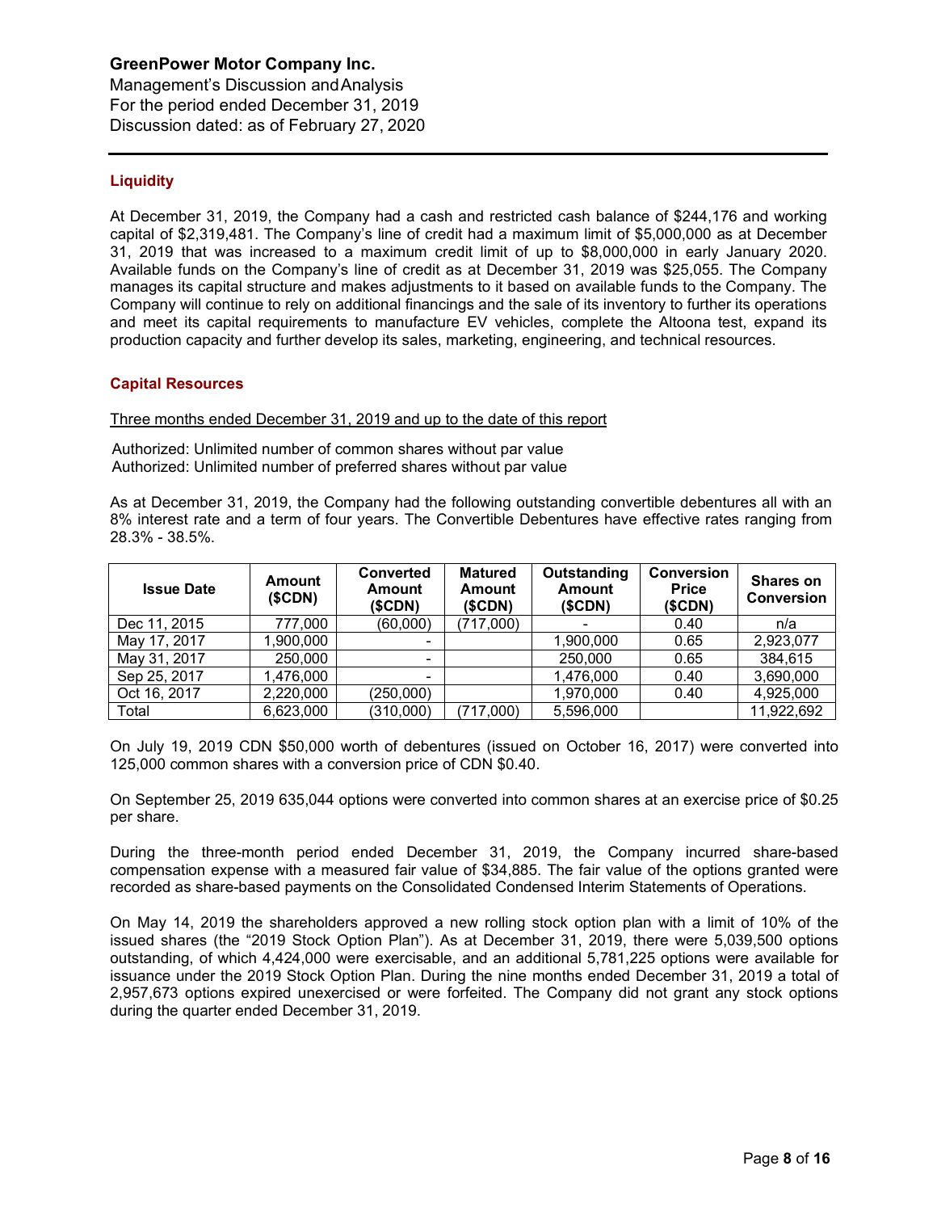## Liquidity

At December 31, 2019, the Company had a cash and restricted cash balance of $244,176 and working capital of $2,319,481. The Company's line of credit had a maximum limit of $5,000,000 as at December 31, 2019 that was increased to a maximum credit limit of up to $8,000,000 in early January 2020. Available funds on the Company's line of credit as at December 31, 2019 was $25,055. The Company manages its capital structure and makes adjustments to it based on available funds to the Company. The Company will continue to rely on additional financings and the sale of its inventory to further its operations and meet its capital requirements to manufacture EV vehicles, complete the Altoona test, expand its production capacity and further develop its sales, marketing, engineering, and technical resources.

## Capital Resources

Three months ended December 31, 2019 and up to the date of this report

Authorized: Unlimited number of common shares without par value
Authorized: Unlimited number of preferred shares without par value

As at December 31, 2019, the Company had the following outstanding convertible debentures all with an 8% interest rate and a term of four years. The Convertible Debentures have effective rates ranging from 28.3% - 38.5%.

| Issue Date | Amount ($CDN) | Converted Amount ($CDN) | Matured Amount ($CDN) | Outstanding Amount ($CDN) | Conversion Price ($CDN) | Shares on Conversion |
|---|---|---|---|---|---|---|
| Dec 11, 2015 | 777,000 | (60,000) | (717,000) | - | 0.40 | n/a |
| May 17, 2017 | 1,900,000 | - | | 1,900,000 | 0.65 | 2,923,077 |
| May 31, 2017 | 250,000 | - | | 250,000 | 0.65 | 384,615 |
| Sep 25, 2017 | 1,476,000 | - | | 1,476,000 | 0.40 | 3,690,000 |
| Oct 16, 2017 | 2,220,000 | (250,000) | | 1,970,000 | 0.40 | 4,925,000 |
| Total | 6,623,000 | (310,000) | (717,000) | 5,596,000 | | 11,922,692 |

On July 19, 2019 CDN $50,000 worth of debentures (issued on October 16, 2017) were converted into 125,000 common shares with a conversion price of CDN $0.40.

On September 25, 2019 635,044 options were converted into common shares at an exercise price of $0.25 per share.

During the three-month period ended December 31, 2019, the Company incurred share-based compensation expense with a measured fair value of $34,885. The fair value of the options granted were recorded as share-based payments on the Consolidated Condensed Interim Statements of Operations.

On May 14, 2019 the shareholders approved a new rolling stock option plan with a limit of 10% of the issued shares (the "2019 Stock Option Plan"). As at December 31, 2019, there were 5,039,500 options outstanding, of which 4,424,000 were exercisable, and an additional 5,781,225 options were available for issuance under the 2019 Stock Option Plan. During the nine months ended December 31, 2019 a total of 2,957,673 options expired unexercised or were forfeited. The Company did not grant any stock options during the quarter ended December 31, 2019.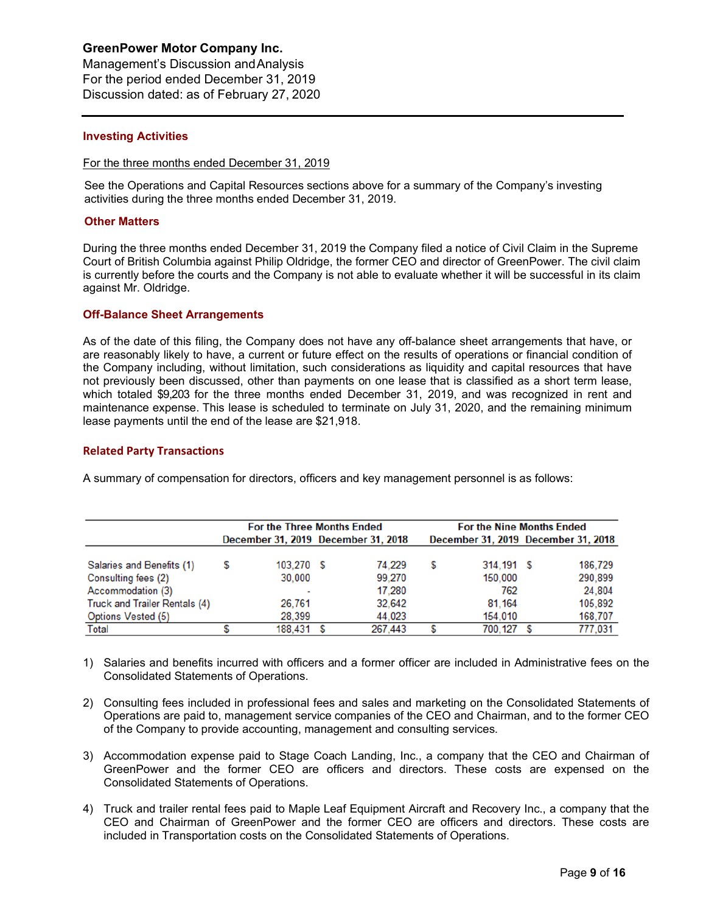### Investing Activities

For the three months ended December 31, 2019

See the Operations and Capital Resources sections above for a summary of the Company's investing activities during the three months ended December 31, 2019.

### Other Matters

During the three months ended December 31, 2019 the Company filed a notice of Civil Claim in the Supreme Court of British Columbia against Philip Oldridge, the former CEO and director of GreenPower. The civil claim is currently before the courts and the Company is not able to evaluate whether it will be successful in its claim against Mr. Oldridge.

### Off-Balance Sheet Arrangements

As of the date of this filing, the Company does not have any off-balance sheet arrangements that have, or are reasonably likely to have, a current or future effect on the results of operations or financial condition of the Company including, without limitation, such considerations as liquidity and capital resources that have not previously been discussed, other than payments on one lease that is classified as a short term lease, which totaled $9,203 for the three months ended December 31, 2019, and was recognized in rent and maintenance expense. This lease is scheduled to terminate on July 31, 2020, and the remaining minimum lease payments until the end of the lease are $21,918.

### Related Party Transactions

A summary of compensation for directors, officers and key management personnel is as follows:

| | For the Three Months Ended | | For the Nine Months Ended | |
|---|---|---|---|---|
| | December 31, 2019 | December 31, 2018 | December 31, 2019 | December 31, 2018 |
| Salaries and Benefits (1) | $ 103,270 | $ 74,229 | $ 314,191 | $ 186,729 |
| Consulting fees (2) | 30,000 | 99,270 | 150,000 | 290,899 |
| Accommodation (3) | - | 17,280 | 762 | 24,804 |
| Truck and Trailer Rentals (4) | 26,761 | 32,642 | 81,164 | 105,892 |
| Options Vested (5) | 28,399 | 44,023 | 154,010 | 168,707 |
| Total | $ 188,431 | $ 267,443 | $ 700,127 | $ 777,031 |

1) Salaries and benefits incurred with officers and a former officer are included in Administrative fees on the Consolidated Statements of Operations.

2) Consulting fees included in professional fees and sales and marketing on the Consolidated Statements of Operations are paid to, management service companies of the CEO and Chairman, and to the former CEO of the Company to provide accounting, management and consulting services.

3) Accommodation expense paid to Stage Coach Landing, Inc., a company that the CEO and Chairman of GreenPower and the former CEO are officers and directors. These costs are expensed on the Consolidated Statements of Operations.

4) Truck and trailer rental fees paid to Maple Leaf Equipment Aircraft and Recovery Inc., a company that the CEO and Chairman of GreenPower and the former CEO are officers and directors. These costs are included in Transportation costs on the Consolidated Statements of Operations.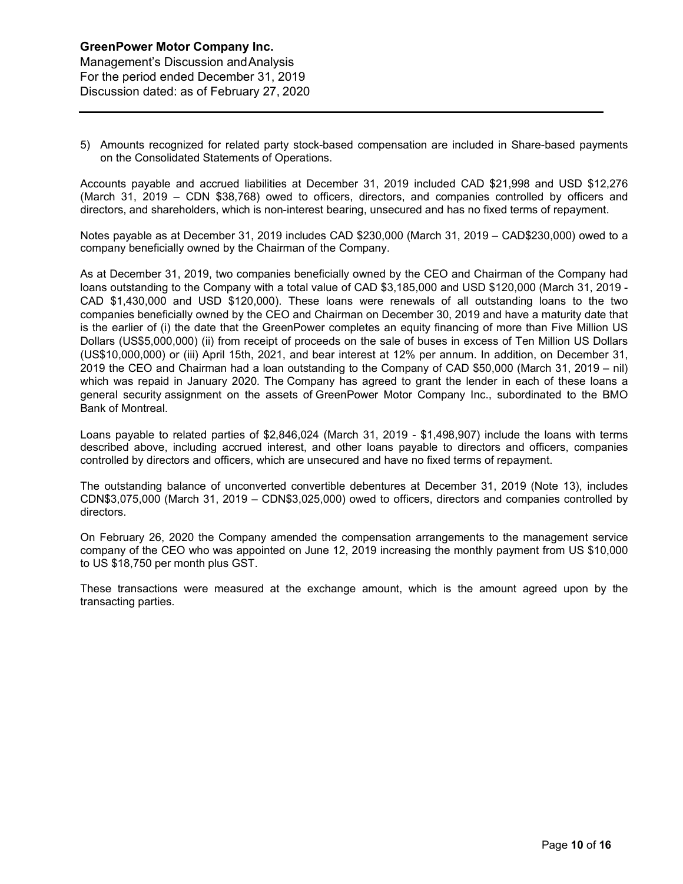5) Amounts recognized for related party stock-based compensation are included in Share-based payments on the Consolidated Statements of Operations.

Accounts payable and accrued liabilities at December 31, 2019 included CAD $21,998 and USD $12,276 (March 31, 2019 – CDN $38,768) owed to officers, directors, and companies controlled by officers and directors, and shareholders, which is non-interest bearing, unsecured and has no fixed terms of repayment.

Notes payable as at December 31, 2019 includes CAD $230,000 (March 31, 2019 – CAD$230,000) owed to a company beneficially owned by the Chairman of the Company.

As at December 31, 2019, two companies beneficially owned by the CEO and Chairman of the Company had loans outstanding to the Company with a total value of CAD $3,185,000 and USD $120,000 (March 31, 2019 - CAD $1,430,000 and USD $120,000). These loans were renewals of all outstanding loans to the two companies beneficially owned by the CEO and Chairman on December 30, 2019 and have a maturity date that is the earlier of (i) the date that the GreenPower completes an equity financing of more than Five Million US Dollars (US$5,000,000) (ii) from receipt of proceeds on the sale of buses in excess of Ten Million US Dollars (US$10,000,000) or (iii) April 15th, 2021, and bear interest at 12% per annum. In addition, on December 31, 2019 the CEO and Chairman had a loan outstanding to the Company of CAD $50,000 (March 31, 2019 – nil) which was repaid in January 2020. The Company has agreed to grant the lender in each of these loans a general security assignment on the assets of GreenPower Motor Company Inc., subordinated to the BMO Bank of Montreal.

Loans payable to related parties of $2,846,024 (March 31, 2019 - $1,498,907) include the loans with terms described above, including accrued interest, and other loans payable to directors and officers, companies controlled by directors and officers, which are unsecured and have no fixed terms of repayment.

The outstanding balance of unconverted convertible debentures at December 31, 2019 (Note 13), includes CDN$3,075,000 (March 31, 2019 – CDN$3,025,000) owed to officers, directors and companies controlled by directors.

On February 26, 2020 the Company amended the compensation arrangements to the management service company of the CEO who was appointed on June 12, 2019 increasing the monthly payment from US $10,000 to US $18,750 per month plus GST.

These transactions were measured at the exchange amount, which is the amount agreed upon by the transacting parties.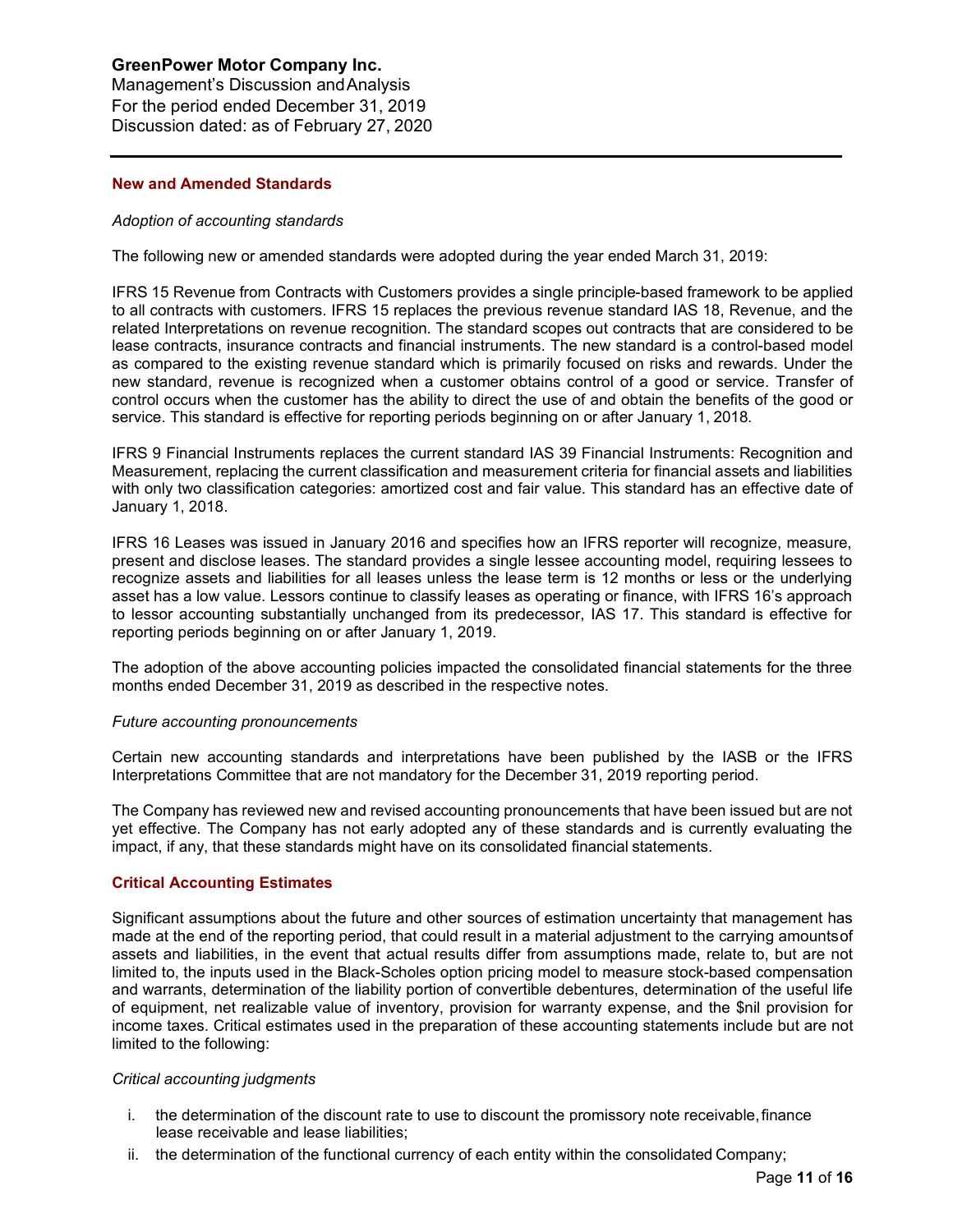## New and Amended Standards

*Adoption of accounting standards*

The following new or amended standards were adopted during the year ended March 31, 2019:

IFRS 15 Revenue from Contracts with Customers provides a single principle-based framework to be applied to all contracts with customers. IFRS 15 replaces the previous revenue standard IAS 18, Revenue, and the related Interpretations on revenue recognition. The standard scopes out contracts that are considered to be lease contracts, insurance contracts and financial instruments. The new standard is a control-based model as compared to the existing revenue standard which is primarily focused on risks and rewards. Under the new standard, revenue is recognized when a customer obtains control of a good or service. Transfer of control occurs when the customer has the ability to direct the use of and obtain the benefits of the good or service. This standard is effective for reporting periods beginning on or after January 1, 2018.

IFRS 9 Financial Instruments replaces the current standard IAS 39 Financial Instruments: Recognition and Measurement, replacing the current classification and measurement criteria for financial assets and liabilities with only two classification categories: amortized cost and fair value. This standard has an effective date of January 1, 2018.

IFRS 16 Leases was issued in January 2016 and specifies how an IFRS reporter will recognize, measure, present and disclose leases. The standard provides a single lessee accounting model, requiring lessees to recognize assets and liabilities for all leases unless the lease term is 12 months or less or the underlying asset has a low value. Lessors continue to classify leases as operating or finance, with IFRS 16's approach to lessor accounting substantially unchanged from its predecessor, IAS 17. This standard is effective for reporting periods beginning on or after January 1, 2019.

The adoption of the above accounting policies impacted the consolidated financial statements for the three months ended December 31, 2019 as described in the respective notes.

*Future accounting pronouncements*

Certain new accounting standards and interpretations have been published by the IASB or the IFRS Interpretations Committee that are not mandatory for the December 31, 2019 reporting period.

The Company has reviewed new and revised accounting pronouncements that have been issued but are not yet effective. The Company has not early adopted any of these standards and is currently evaluating the impact, if any, that these standards might have on its consolidated financial statements.

## Critical Accounting Estimates

Significant assumptions about the future and other sources of estimation uncertainty that management has made at the end of the reporting period, that could result in a material adjustment to the carrying amounts of assets and liabilities, in the event that actual results differ from assumptions made, relate to, but are not limited to, the inputs used in the Black-Scholes option pricing model to measure stock-based compensation and warrants, determination of the liability portion of convertible debentures, determination of the useful life of equipment, net realizable value of inventory, provision for warranty expense, and the $nil provision for income taxes. Critical estimates used in the preparation of these accounting statements include but are not limited to the following:

*Critical accounting judgments*

i. the determination of the discount rate to use to discount the promissory note receivable, finance lease receivable and lease liabilities;
ii. the determination of the functional currency of each entity within the consolidated Company;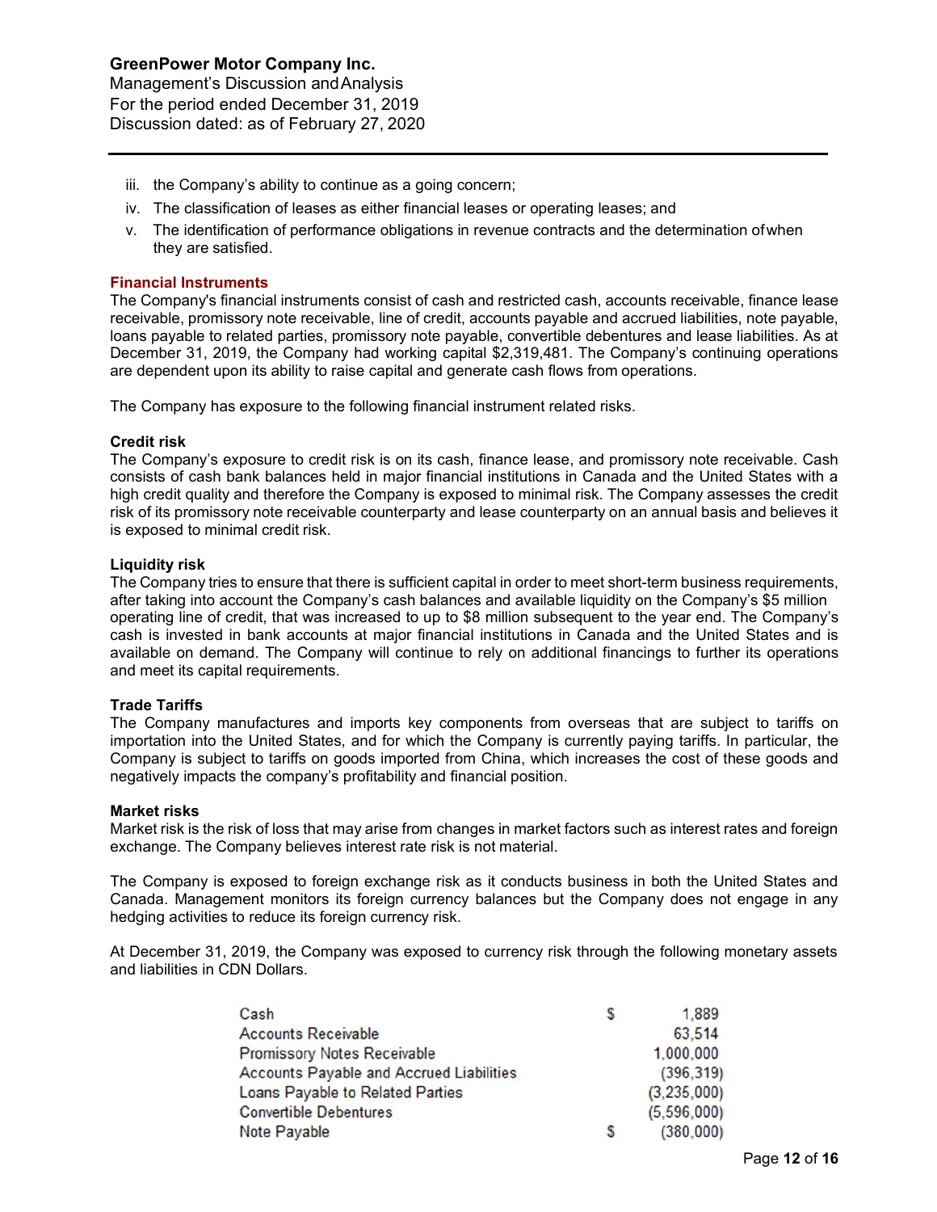iii. the Company's ability to continue as a going concern;
iv. The classification of leases as either financial leases or operating leases; and
v. The identification of performance obligations in revenue contracts and the determination of when they are satisfied.

## Financial Instruments

The Company's financial instruments consist of cash and restricted cash, accounts receivable, finance lease receivable, promissory note receivable, line of credit, accounts payable and accrued liabilities, note payable, loans payable to related parties, promissory note payable, convertible debentures and lease liabilities. As at December 31, 2019, the Company had working capital $2,319,481. The Company's continuing operations are dependent upon its ability to raise capital and generate cash flows from operations.

The Company has exposure to the following financial instrument related risks.

### Credit risk

The Company's exposure to credit risk is on its cash, finance lease, and promissory note receivable. Cash consists of cash bank balances held in major financial institutions in Canada and the United States with a high credit quality and therefore the Company is exposed to minimal risk. The Company assesses the credit risk of its promissory note receivable counterparty and lease counterparty on an annual basis and believes it is exposed to minimal credit risk.

### Liquidity risk

The Company tries to ensure that there is sufficient capital in order to meet short-term business requirements, after taking into account the Company's cash balances and available liquidity on the Company's $5 million operating line of credit, that was increased to up to $8 million subsequent to the year end. The Company's cash is invested in bank accounts at major financial institutions in Canada and the United States and is available on demand. The Company will continue to rely on additional financings to further its operations and meet its capital requirements.

### Trade Tariffs

The Company manufactures and imports key components from overseas that are subject to tariffs on importation into the United States, and for which the Company is currently paying tariffs. In particular, the Company is subject to tariffs on goods imported from China, which increases the cost of these goods and negatively impacts the company's profitability and financial position.

### Market risks

Market risk is the risk of loss that may arise from changes in market factors such as interest rates and foreign exchange. The Company believes interest rate risk is not material.

The Company is exposed to foreign exchange risk as it conducts business in both the United States and Canada. Management monitors its foreign currency balances but the Company does not engage in any hedging activities to reduce its foreign currency risk.

At December 31, 2019, the Company was exposed to currency risk through the following monetary assets and liabilities in CDN Dollars.

| | | |
|---|---|---|
| Cash | $ | 1,889 |
| Accounts Receivable | | 63,514 |
| Promissory Notes Receivable | | 1,000,000 |
| Accounts Payable and Accrued Liabilities | | (396,319) |
| Loans Payable to Related Parties | | (3,235,000) |
| Convertible Debentures | | (5,596,000) |
| Note Payable | $ | (380,000) |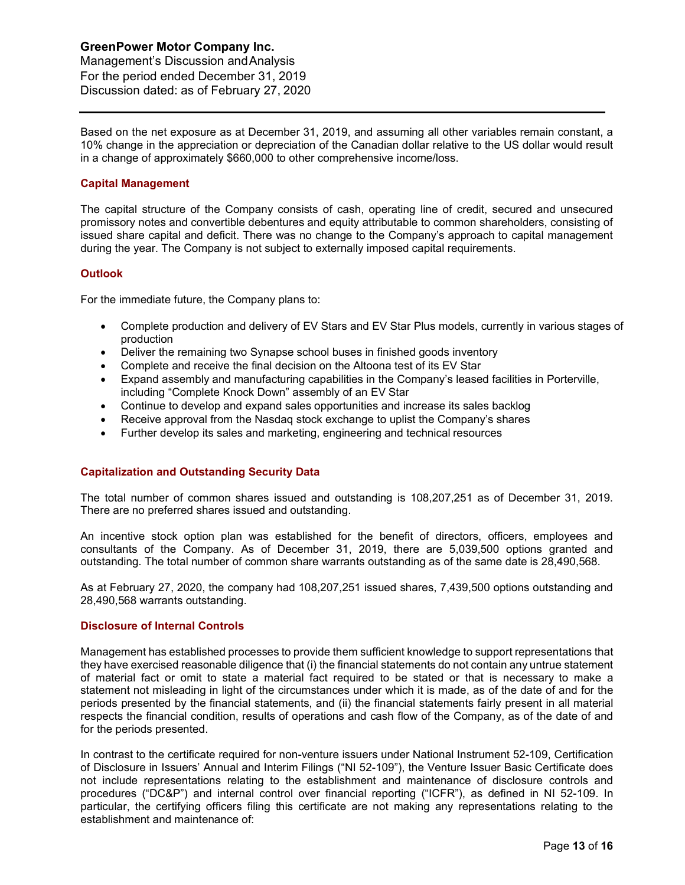Based on the net exposure as at December 31, 2019, and assuming all other variables remain constant, a 10% change in the appreciation or depreciation of the Canadian dollar relative to the US dollar would result in a change of approximately $660,000 to other comprehensive income/loss.

## Capital Management

The capital structure of the Company consists of cash, operating line of credit, secured and unsecured promissory notes and convertible debentures and equity attributable to common shareholders, consisting of issued share capital and deficit. There was no change to the Company's approach to capital management during the year. The Company is not subject to externally imposed capital requirements.

## Outlook

For the immediate future, the Company plans to:

- Complete production and delivery of EV Stars and EV Star Plus models, currently in various stages of production
- Deliver the remaining two Synapse school buses in finished goods inventory
- Complete and receive the final decision on the Altoona test of its EV Star
- Expand assembly and manufacturing capabilities in the Company's leased facilities in Porterville, including "Complete Knock Down" assembly of an EV Star
- Continue to develop and expand sales opportunities and increase its sales backlog
- Receive approval from the Nasdaq stock exchange to uplist the Company's shares
- Further develop its sales and marketing, engineering and technical resources

## Capitalization and Outstanding Security Data

The total number of common shares issued and outstanding is 108,207,251 as of December 31, 2019. There are no preferred shares issued and outstanding.

An incentive stock option plan was established for the benefit of directors, officers, employees and consultants of the Company. As of December 31, 2019, there are 5,039,500 options granted and outstanding. The total number of common share warrants outstanding as of the same date is 28,490,568.

As at February 27, 2020, the company had 108,207,251 issued shares, 7,439,500 options outstanding and 28,490,568 warrants outstanding.

## Disclosure of Internal Controls

Management has established processes to provide them sufficient knowledge to support representations that they have exercised reasonable diligence that (i) the financial statements do not contain any untrue statement of material fact or omit to state a material fact required to be stated or that is necessary to make a statement not misleading in light of the circumstances under which it is made, as of the date of and for the periods presented by the financial statements, and (ii) the financial statements fairly present in all material respects the financial condition, results of operations and cash flow of the Company, as of the date of and for the periods presented.

In contrast to the certificate required for non-venture issuers under National Instrument 52-109, Certification of Disclosure in Issuers' Annual and Interim Filings ("NI 52-109"), the Venture Issuer Basic Certificate does not include representations relating to the establishment and maintenance of disclosure controls and procedures ("DC&P") and internal control over financial reporting ("ICFR"), as defined in NI 52-109. In particular, the certifying officers filing this certificate are not making any representations relating to the establishment and maintenance of: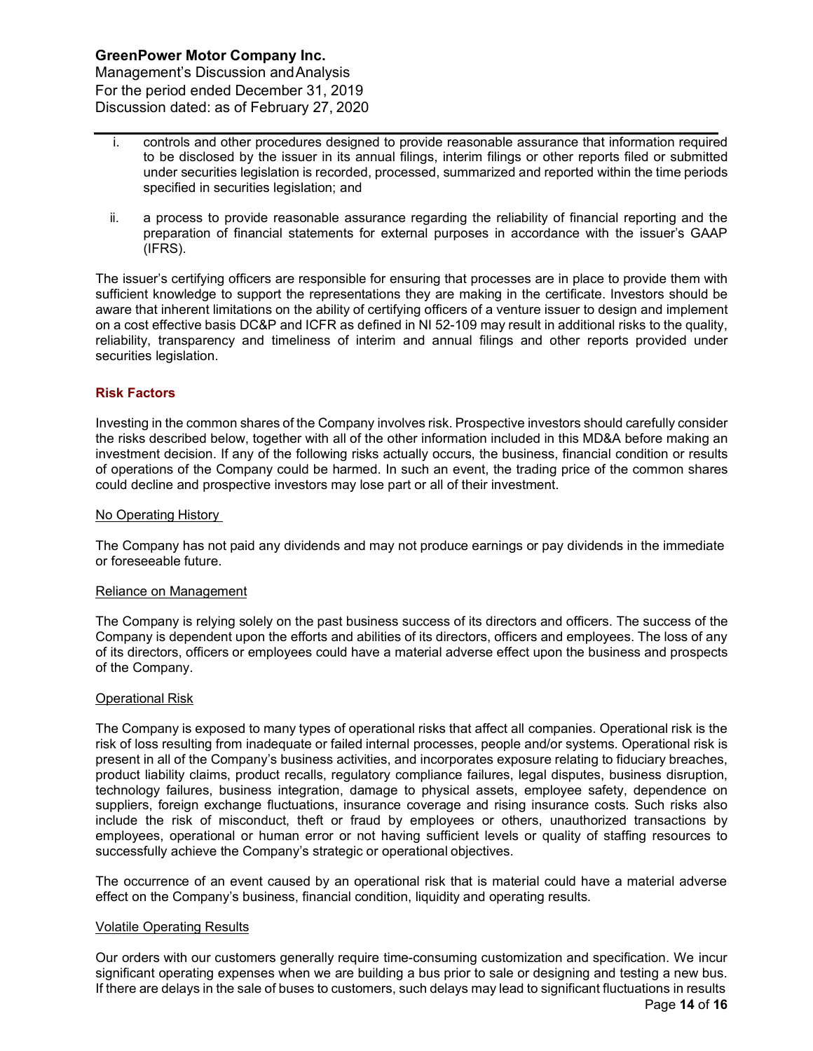i. controls and other procedures designed to provide reasonable assurance that information required to be disclosed by the issuer in its annual filings, interim filings or other reports filed or submitted under securities legislation is recorded, processed, summarized and reported within the time periods specified in securities legislation; and

ii. a process to provide reasonable assurance regarding the reliability of financial reporting and the preparation of financial statements for external purposes in accordance with the issuer's GAAP (IFRS).

The issuer's certifying officers are responsible for ensuring that processes are in place to provide them with sufficient knowledge to support the representations they are making in the certificate. Investors should be aware that inherent limitations on the ability of certifying officers of a venture issuer to design and implement on a cost effective basis DC&P and ICFR as defined in NI 52-109 may result in additional risks to the quality, reliability, transparency and timeliness of interim and annual filings and other reports provided under securities legislation.

## Risk Factors

Investing in the common shares of the Company involves risk. Prospective investors should carefully consider the risks described below, together with all of the other information included in this MD&A before making an investment decision. If any of the following risks actually occurs, the business, financial condition or results of operations of the Company could be harmed. In such an event, the trading price of the common shares could decline and prospective investors may lose part or all of their investment.

### No Operating History

The Company has not paid any dividends and may not produce earnings or pay dividends in the immediate or foreseeable future.

### Reliance on Management

The Company is relying solely on the past business success of its directors and officers. The success of the Company is dependent upon the efforts and abilities of its directors, officers and employees. The loss of any of its directors, officers or employees could have a material adverse effect upon the business and prospects of the Company.

### Operational Risk

The Company is exposed to many types of operational risks that affect all companies. Operational risk is the risk of loss resulting from inadequate or failed internal processes, people and/or systems. Operational risk is present in all of the Company's business activities, and incorporates exposure relating to fiduciary breaches, product liability claims, product recalls, regulatory compliance failures, legal disputes, business disruption, technology failures, business integration, damage to physical assets, employee safety, dependence on suppliers, foreign exchange fluctuations, insurance coverage and rising insurance costs. Such risks also include the risk of misconduct, theft or fraud by employees or others, unauthorized transactions by employees, operational or human error or not having sufficient levels or quality of staffing resources to successfully achieve the Company's strategic or operational objectives.

The occurrence of an event caused by an operational risk that is material could have a material adverse effect on the Company's business, financial condition, liquidity and operating results.

### Volatile Operating Results

Our orders with our customers generally require time-consuming customization and specification. We incur significant operating expenses when we are building a bus prior to sale or designing and testing a new bus. If there are delays in the sale of buses to customers, such delays may lead to significant fluctuations in results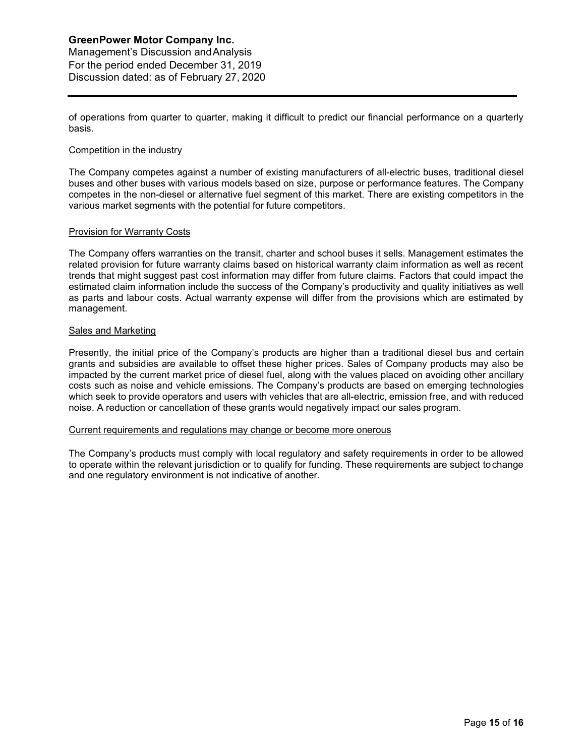of operations from quarter to quarter, making it difficult to predict our financial performance on a quarterly basis.

<u>Competition in the industry</u>

The Company competes against a number of existing manufacturers of all-electric buses, traditional diesel buses and other buses with various models based on size, purpose or performance features. The Company competes in the non-diesel or alternative fuel segment of this market. There are existing competitors in the various market segments with the potential for future competitors.

<u>Provision for Warranty Costs</u>

The Company offers warranties on the transit, charter and school buses it sells. Management estimates the related provision for future warranty claims based on historical warranty claim information as well as recent trends that might suggest past cost information may differ from future claims. Factors that could impact the estimated claim information include the success of the Company's productivity and quality initiatives as well as parts and labour costs. Actual warranty expense will differ from the provisions which are estimated by management.

<u>Sales and Marketing</u>

Presently, the initial price of the Company's products are higher than a traditional diesel bus and certain grants and subsidies are available to offset these higher prices. Sales of Company products may also be impacted by the current market price of diesel fuel, along with the values placed on avoiding other ancillary costs such as noise and vehicle emissions. The Company's products are based on emerging technologies which seek to provide operators and users with vehicles that are all-electric, emission free, and with reduced noise. A reduction or cancellation of these grants would negatively impact our sales program.

<u>Current requirements and regulations may change or become more onerous</u>

The Company's products must comply with local regulatory and safety requirements in order to be allowed to operate within the relevant jurisdiction or to qualify for funding. These requirements are subject to change and one regulatory environment is not indicative of another.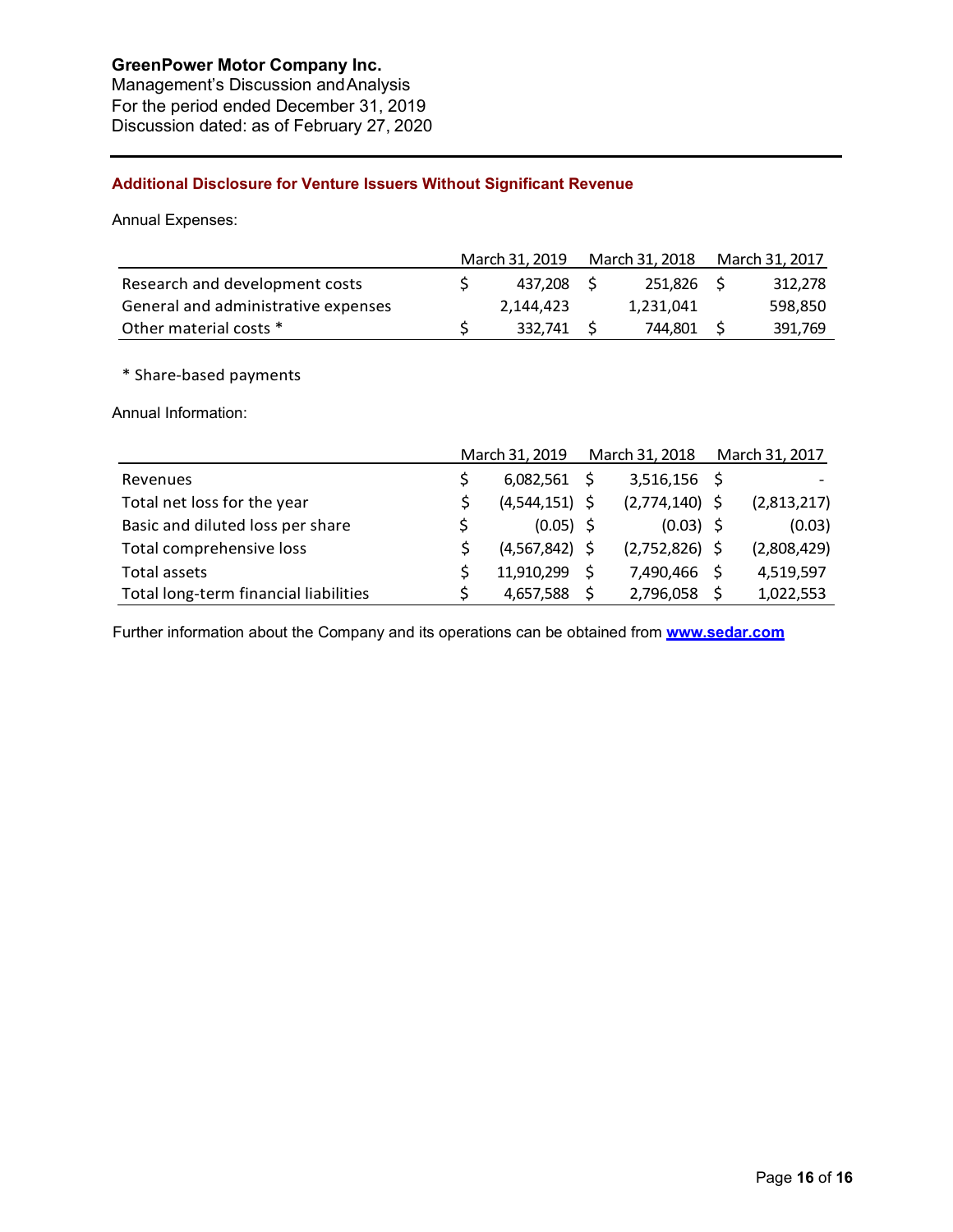### Additional Disclosure for Venture Issuers Without Significant Revenue

Annual Expenses:

| | March 31, 2019 | March 31, 2018 | March 31, 2017 |
|---|---|---|---|
| Research and development costs | $ 437,208 | $ 251,826 | $ 312,278 |
| General and administrative expenses | 2,144,423 | 1,231,041 | 598,850 |
| Other material costs * | $ 332,741 | $ 744,801 | $ 391,769 |

\* Share-based payments

Annual Information:

| | March 31, 2019 | March 31, 2018 | March 31, 2017 |
|---|---|---|---|
| Revenues | $ 6,082,561 | $ 3,516,156 | $ - |
| Total net loss for the year | $ (4,544,151) | $ (2,774,140) | $ (2,813,217) |
| Basic and diluted loss per share | $ (0.05) | $ (0.03) | $ (0.03) |
| Total comprehensive loss | $ (4,567,842) | $ (2,752,826) | $ (2,808,429) |
| Total assets | $ 11,910,299 | $ 7,490,466 | $ 4,519,597 |
| Total long-term financial liabilities | $ 4,657,588 | $ 2,796,058 | $ 1,022,553 |

Further information about the Company and its operations can be obtained from **www.sedar.com**